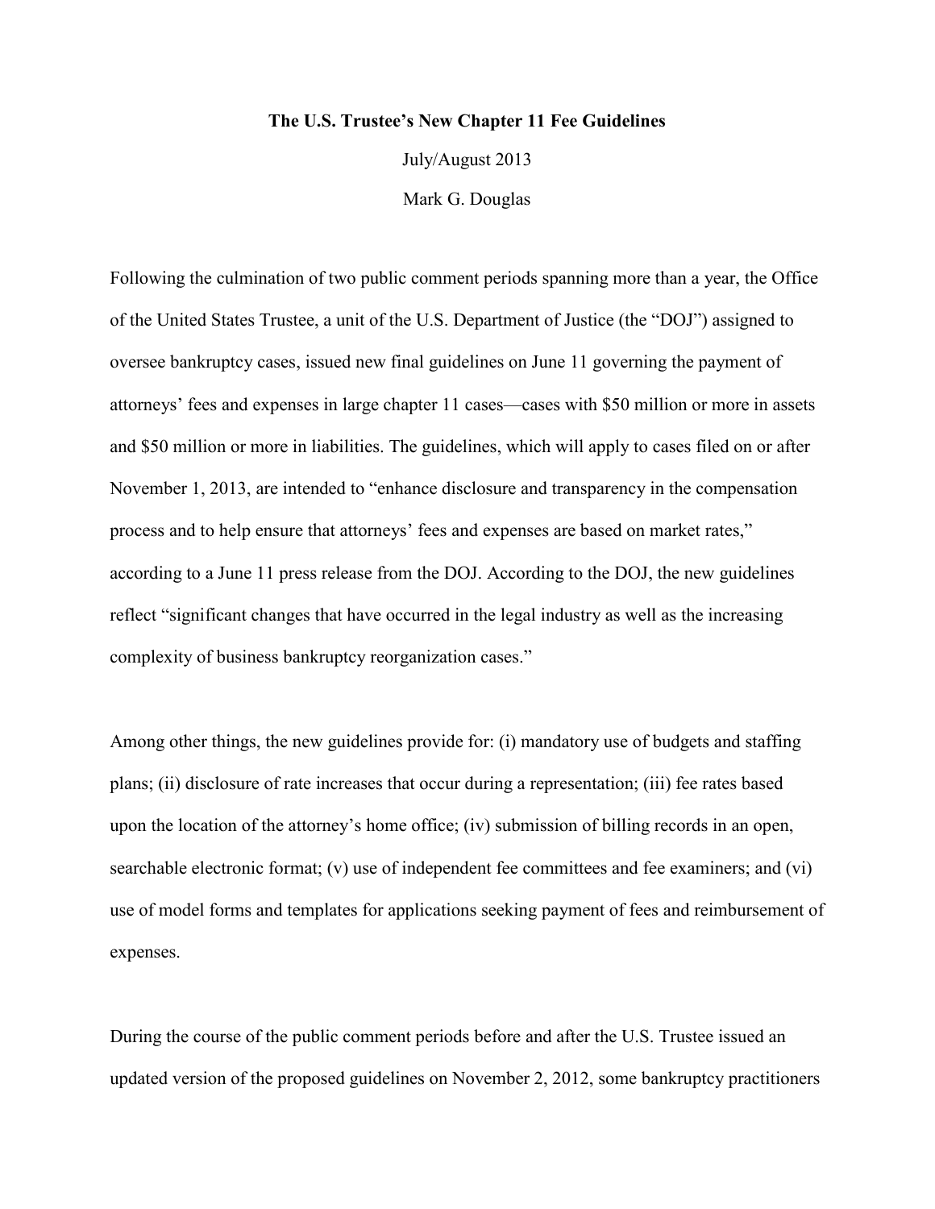# The U.S. Trustee's New Chapter 11 Fee Guidelines

July/August 2013

Mark G. Douglas

Following the culmination of two public comment periods spanning more than a year, the Office of the United States Trustee, a unit of the U.S. Department of Justice (the "DOJ") assigned to oversee bankruptcy cases, issued new final guidelines on June 11 governing the payment of attorneys' fees and expenses in large chapter 11 cases—cases with $50 million or more in assets and $50 million or more in liabilities. The guidelines, which will apply to cases filed on or after November 1, 2013, are intended to "enhance disclosure and transparency in the compensation process and to help ensure that attorneys' fees and expenses are based on market rates," according to a June 11 press release from the DOJ. According to the DOJ, the new guidelines reflect "significant changes that have occurred in the legal industry as well as the increasing complexity of business bankruptcy reorganization cases."

Among other things, the new guidelines provide for: (i) mandatory use of budgets and staffing plans; (ii) disclosure of rate increases that occur during a representation; (iii) fee rates based upon the location of the attorney's home office; (iv) submission of billing records in an open, searchable electronic format; (v) use of independent fee committees and fee examiners; and (vi) use of model forms and templates for applications seeking payment of fees and reimbursement of expenses.

During the course of the public comment periods before and after the U.S. Trustee issued an updated version of the proposed guidelines on November 2, 2012, some bankruptcy practitioners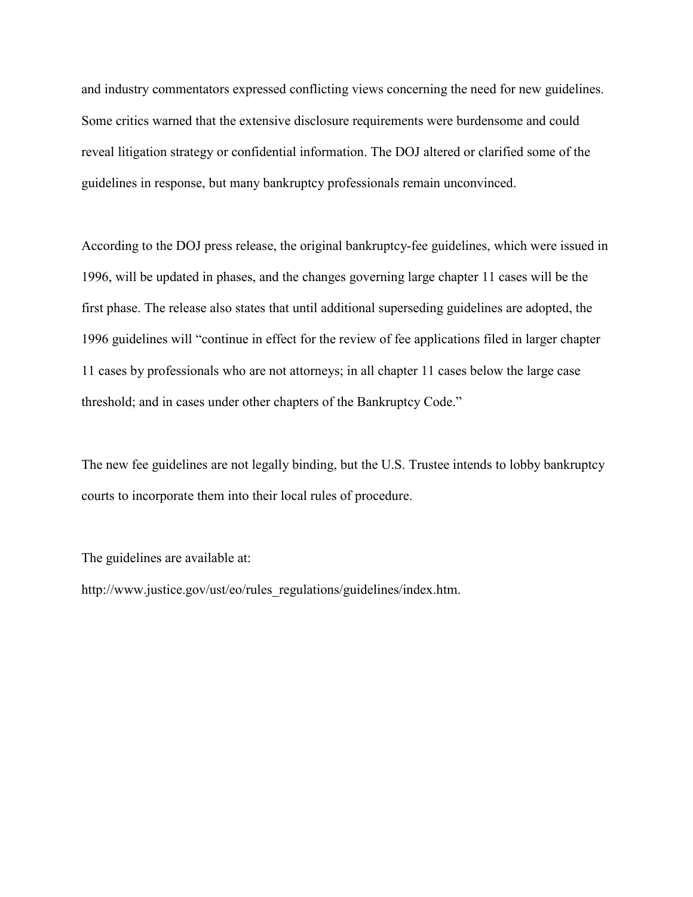and industry commentators expressed conflicting views concerning the need for new guidelines. Some critics warned that the extensive disclosure requirements were burdensome and could reveal litigation strategy or confidential information. The DOJ altered or clarified some of the guidelines in response, but many bankruptcy professionals remain unconvinced.

According to the DOJ press release, the original bankruptcy-fee guidelines, which were issued in 1996, will be updated in phases, and the changes governing large chapter 11 cases will be the first phase. The release also states that until additional superseding guidelines are adopted, the 1996 guidelines will "continue in effect for the review of fee applications filed in larger chapter 11 cases by professionals who are not attorneys; in all chapter 11 cases below the large case threshold; and in cases under other chapters of the Bankruptcy Code."

The new fee guidelines are not legally binding, but the U.S. Trustee intends to lobby bankruptcy courts to incorporate them into their local rules of procedure.

The guidelines are available at:

http://www.justice.gov/ust/eo/rules_regulations/guidelines/index.htm.